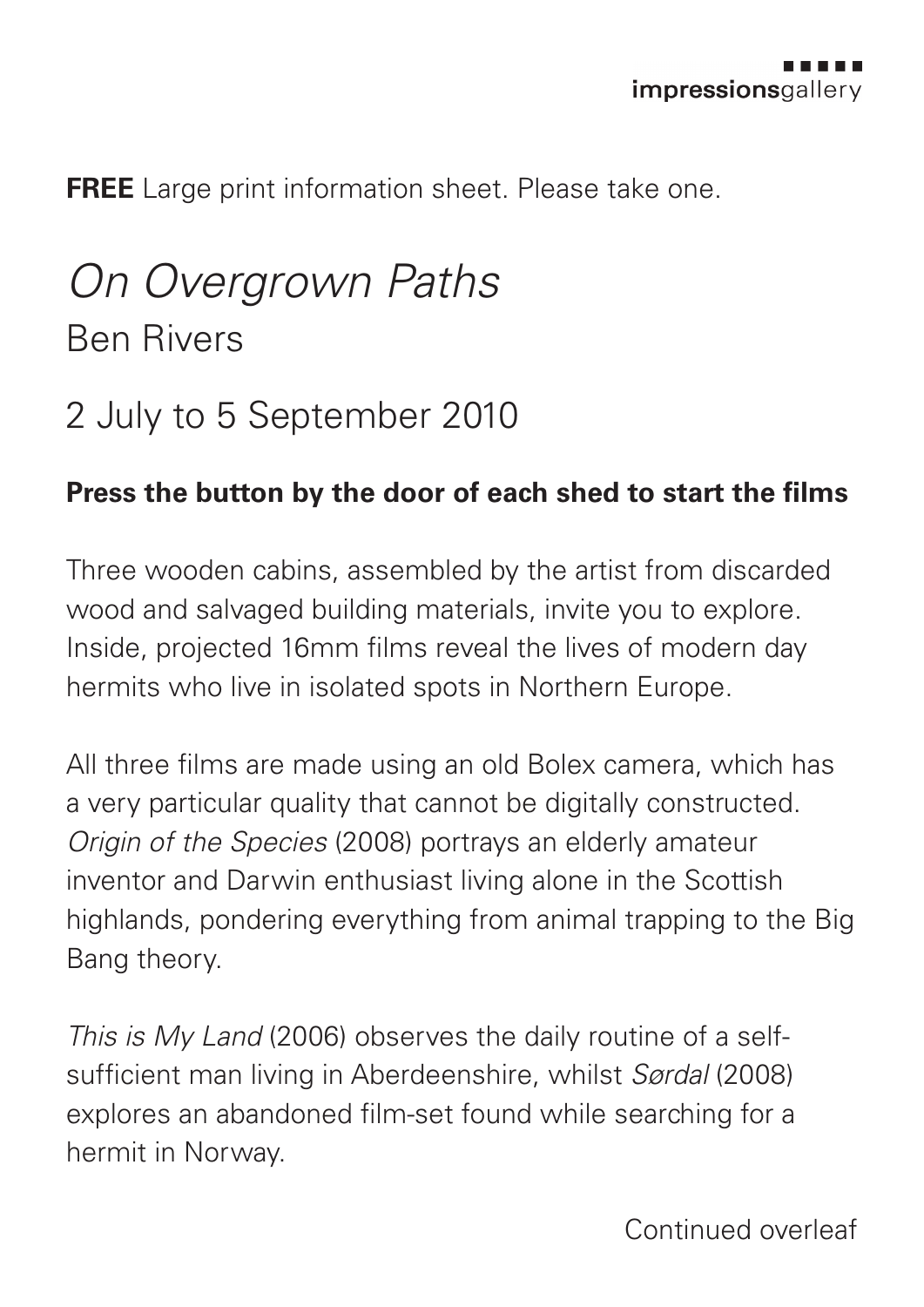impressionsgallery

**FREE** Large print information sheet. Please take one.

# *On Overgrown Paths*

## Ben Rivers

## 2 July to 5 September 2010

**Press the button by the door of each shed to start the films**

Three wooden cabins, assembled by the artist from discarded wood and salvaged building materials, invite you to explore. Inside, projected 16mm films reveal the lives of modern day hermits who live in isolated spots in Northern Europe.

All three films are made using an old Bolex camera, which has a very particular quality that cannot be digitally constructed. *Origin of the Species* (2008) portrays an elderly amateur inventor and Darwin enthusiast living alone in the Scottish highlands, pondering everything from animal trapping to the Big Bang theory.

*This is My Land* (2006) observes the daily routine of a self-sufficient man living in Aberdeenshire, whilst *Sørdal* (2008) explores an abandoned film-set found while searching for a hermit in Norway.

Continued overleaf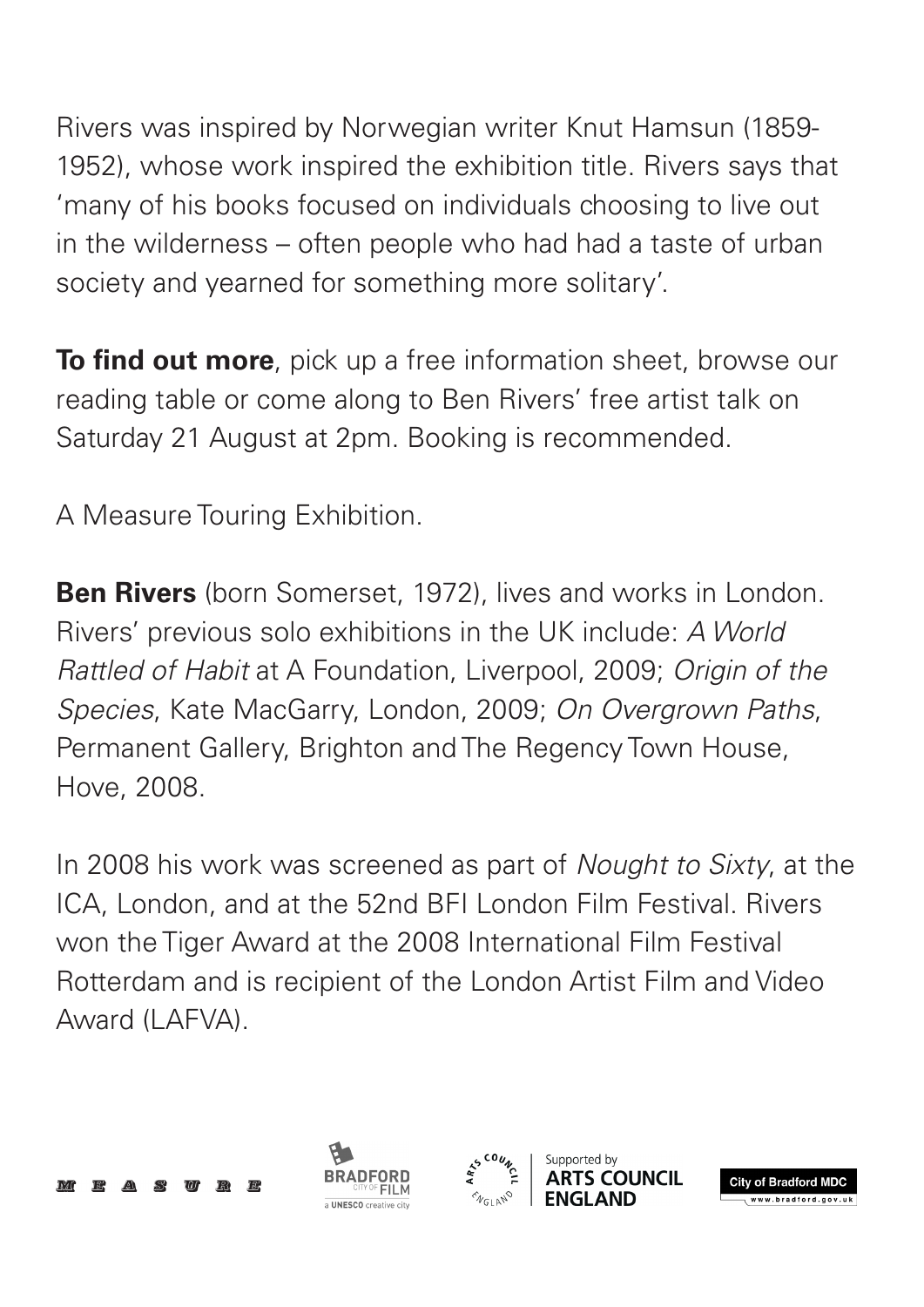Rivers was inspired by Norwegian writer Knut Hamsun (1859-1952), whose work inspired the exhibition title. Rivers says that 'many of his books focused on individuals choosing to live out in the wilderness – often people who had had a taste of urban society and yearned for something more solitary'.

**To find out more**, pick up a free information sheet, browse our reading table or come along to Ben Rivers' free artist talk on Saturday 21 August at 2pm. Booking is recommended.

A Measure Touring Exhibition.

**Ben Rivers** (born Somerset, 1972), lives and works in London. Rivers' previous solo exhibitions in the UK include: *A World Rattled of Habit* at A Foundation, Liverpool, 2009; *Origin of the Species*, Kate MacGarry, London, 2009; *On Overgrown Paths*, Permanent Gallery, Brighton and The Regency Town House, Hove, 2008.

In 2008 his work was screened as part of *Nought to Sixty*, at the ICA, London, and at the 52nd BFI London Film Festival. Rivers won the Tiger Award at the 2008 International Film Festival Rotterdam and is recipient of the London Artist Film and Video Award (LAFVA).

MEASURE

BRADFORD CITY OF FILM a UNESCO creative city

Supported by ARTS COUNCIL ENGLAND

City of Bradford MDC www.bradford.gov.uk